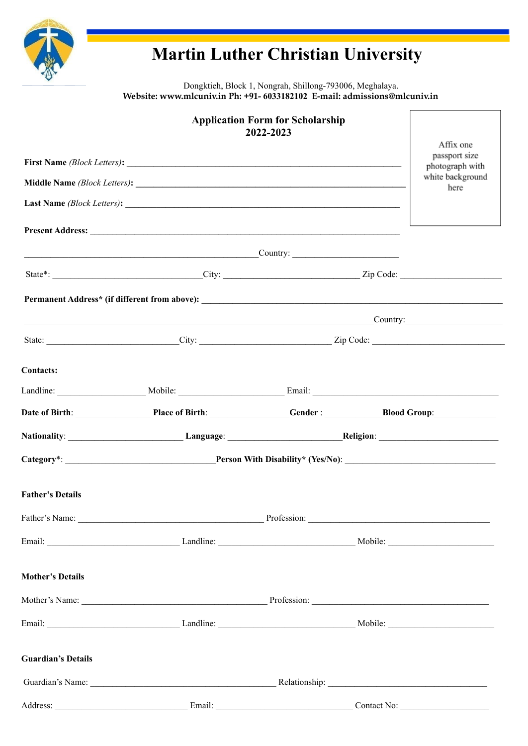# Martin Luther Christian University

Dongktieh, Block 1, Nongrah, Shillong-793006, Meghalaya.
**Website: www.mlcuniv.in Ph: +91- 6033182102 E-mail: admissions@mlcuniv.in**

## Application Form for Scholarship
## 2022-2023

Affix one passport size photograph with white background here

**First Name** *(Block Letters)*: ____________________

**Middle Name** *(Block Letters)*: ____________________

**Last Name** *(Block Letters)*: ____________________

**Present Address:** ____________________

____________________ Country: ____________________

State*: ____________________ City: ____________________ Zip Code: ____________________

**Permanent Address* (if different from above):** ____________________

____________________ Country: ____________________

State: ____________________ City: ____________________ Zip Code: ____________________

**Contacts:**

Landline: ____________________ Mobile: ____________________ Email: ____________________

**Date of Birth**: ____________________ **Place of Birth**: ____________________ **Gender** : ____________________ **Blood Group**: ____________________

**Nationality**: ____________________ **Language**: ____________________ **Religion**: ____________________

**Category***: ____________________ **Person With Disability* (Yes/No)**: ____________________

**Father's Details**

Father's Name: ____________________ Profession: ____________________

Email: ____________________ Landline: ____________________ Mobile: ____________________

**Mother's Details**

Mother's Name: ____________________ Profession: ____________________

Email: ____________________ Landline: ____________________ Mobile: ____________________

**Guardian's Details**

Guardian's Name: ____________________ Relationship: ____________________

Address: ____________________ Email: ____________________ Contact No: ____________________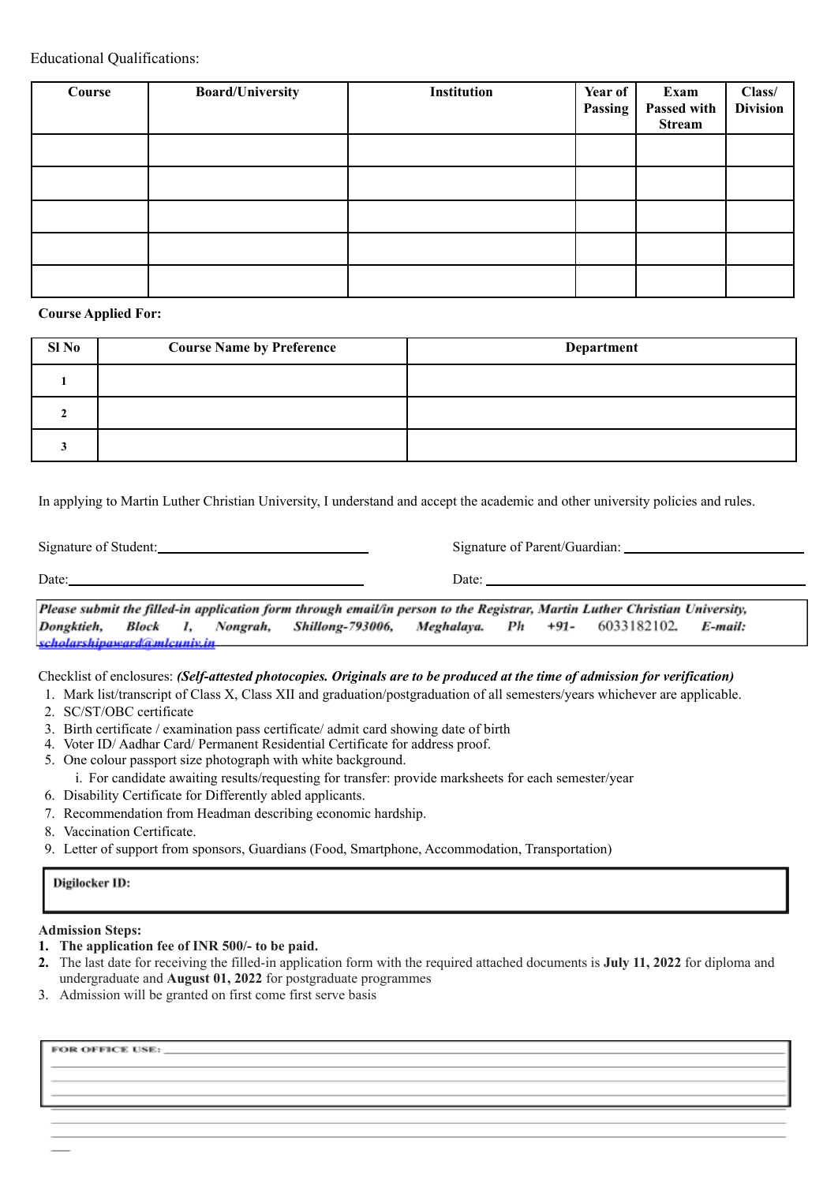Educational Qualifications:

| Course | Board/University | Institution | Year of Passing | Exam Passed with Stream | Class/ Division |
|---|---|---|---|---|---|
| | | | | | |
| | | | | | |
| | | | | | |
| | | | | | |
| | | | | | |

**Course Applied For:**

| Sl No | Course Name by Preference | Department |
|---|---|---|
| **1** | | |
| **2** | | |
| **3** | | |

In applying to Martin Luther Christian University, I understand and accept the academic and other university policies and rules.

Signature of Student:______________________________ Signature of Parent/Guardian: ______________________________

Date:______________________________ Date: ______________________________

***Please submit the filled-in application form through email/in person to the Registrar, Martin Luther Christian University, Dongktieh, Block 1, Nongrah, Shillong-793006, Meghalaya. Ph +91-*** 6033182102. ***E-mail: scholarshipaward@mlcuniv.in***

Checklist of enclosures: ***(Self-attested photocopies. Originals are to be produced at the time of admission for verification)***

1. Mark list/transcript of Class X, Class XII and graduation/postgraduation of all semesters/years whichever are applicable.
2. SC/ST/OBC certificate
3. Birth certificate / examination pass certificate/ admit card showing date of birth
4. Voter ID/ Aadhar Card/ Permanent Residential Certificate for address proof.
5. One colour passport size photograph with white background.
   i. For candidate awaiting results/requesting for transfer: provide marksheets for each semester/year
6. Disability Certificate for Differently abled applicants.
7. Recommendation from Headman describing economic hardship.
8. Vaccination Certificate.
9. Letter of support from sponsors, Guardians (Food, Smartphone, Accommodation, Transportation)

**Digilocker ID:**

**Admission Steps:**

1. **The application fee of INR 500/- to be paid.**
2. The last date for receiving the filled-in application form with the required attached documents is **July 11, 2022** for diploma and undergraduate and **August 01, 2022** for postgraduate programmes
3. Admission will be granted on first come first serve basis

FOR OFFICE USE: ______________________________